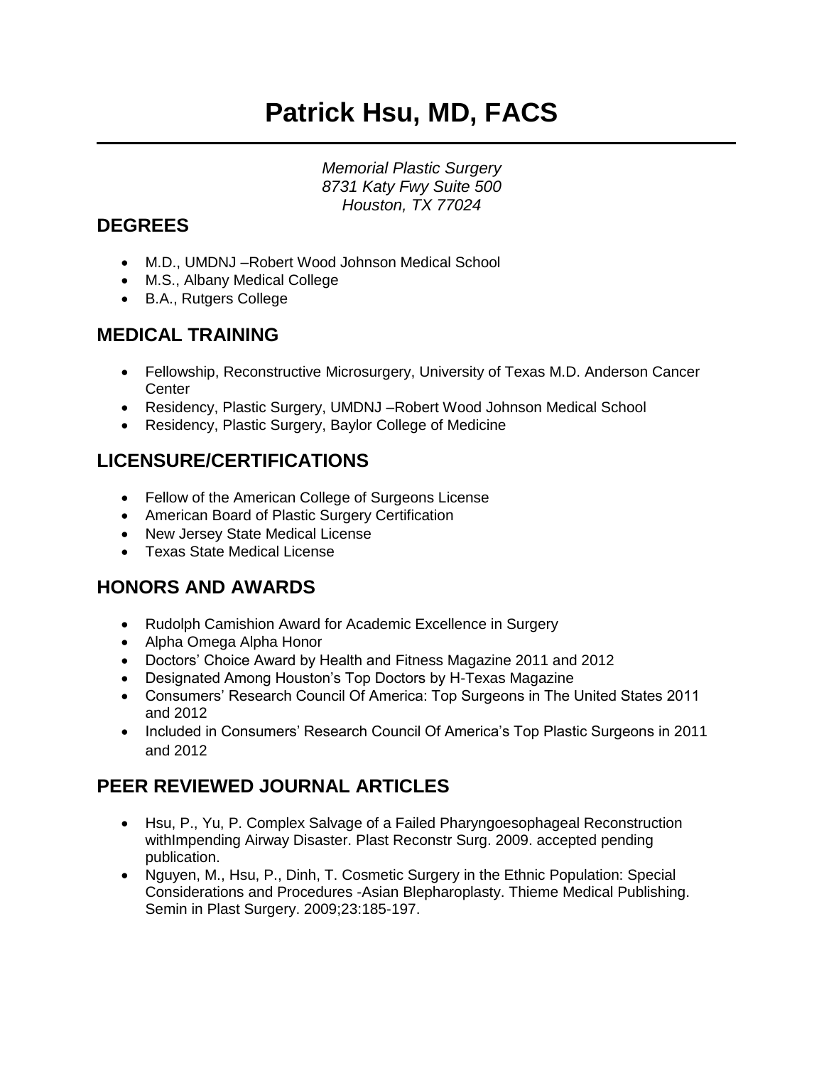# Patrick Hsu, MD, FACS

*Memorial Plastic Surgery*
*8731 Katy Fwy Suite 500*
*Houston, TX 77024*

## DEGREES

- M.D., UMDNJ –Robert Wood Johnson Medical School
- M.S., Albany Medical College
- B.A., Rutgers College

## MEDICAL TRAINING

- Fellowship, Reconstructive Microsurgery, University of Texas M.D. Anderson Cancer Center
- Residency, Plastic Surgery, UMDNJ –Robert Wood Johnson Medical School
- Residency, Plastic Surgery, Baylor College of Medicine

## LICENSURE/CERTIFICATIONS

- Fellow of the American College of Surgeons License
- American Board of Plastic Surgery Certification
- New Jersey State Medical License
- Texas State Medical License

## HONORS AND AWARDS

- Rudolph Camishion Award for Academic Excellence in Surgery
- Alpha Omega Alpha Honor
- Doctors' Choice Award by Health and Fitness Magazine 2011 and 2012
- Designated Among Houston's Top Doctors by H-Texas Magazine
- Consumers' Research Council Of America: Top Surgeons in The United States 2011 and 2012
- Included in Consumers' Research Council Of America's Top Plastic Surgeons in 2011 and 2012

## PEER REVIEWED JOURNAL ARTICLES

- Hsu, P., Yu, P. Complex Salvage of a Failed Pharyngoesophageal Reconstruction withImpending Airway Disaster. Plast Reconstr Surg. 2009. accepted pending publication.
- Nguyen, M., Hsu, P., Dinh, T. Cosmetic Surgery in the Ethnic Population: Special Considerations and Procedures -Asian Blepharoplasty. Thieme Medical Publishing. Semin in Plast Surgery. 2009;23:185-197.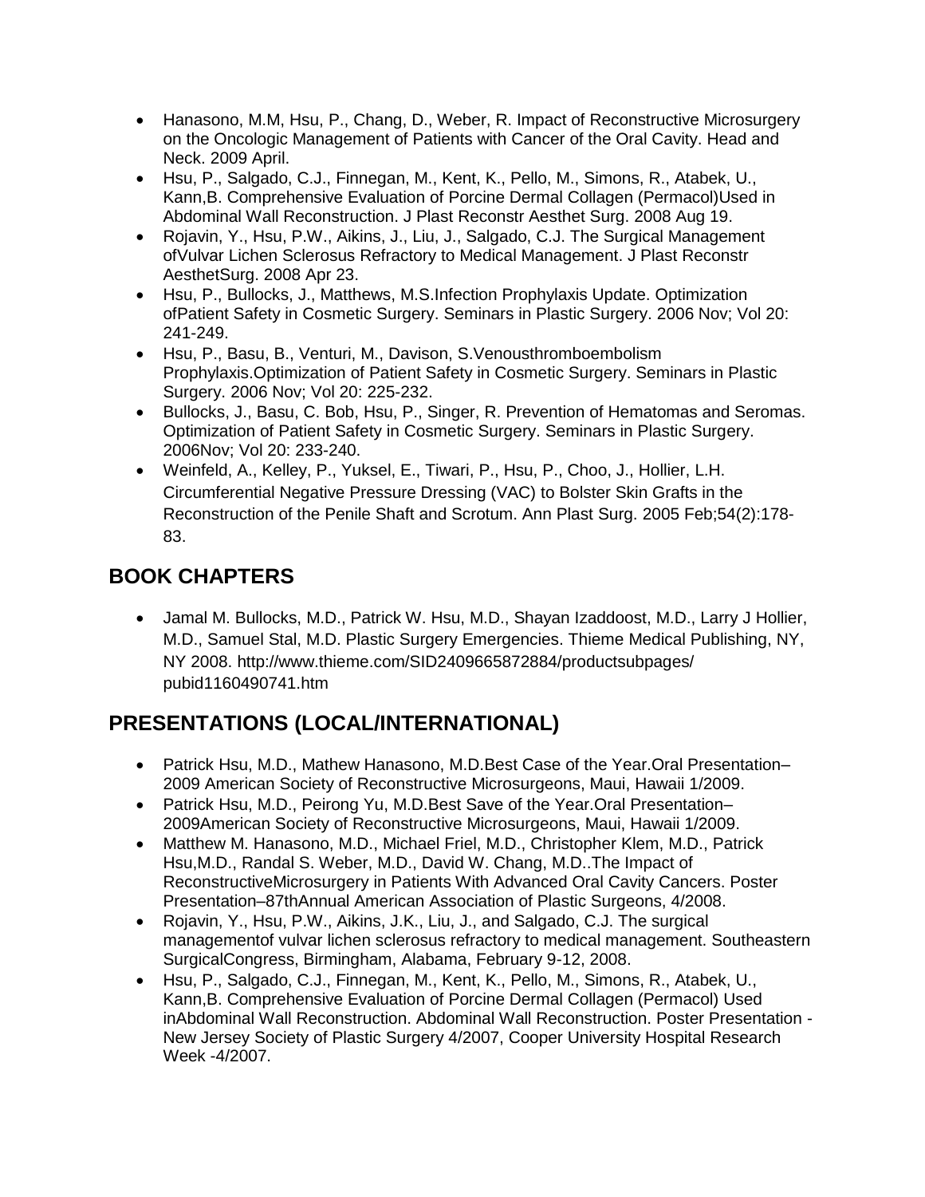- Hanasono, M.M, Hsu, P., Chang, D., Weber, R. Impact of Reconstructive Microsurgery on the Oncologic Management of Patients with Cancer of the Oral Cavity. Head and Neck. 2009 April.
- Hsu, P., Salgado, C.J., Finnegan, M., Kent, K., Pello, M., Simons, R., Atabek, U., Kann,B. Comprehensive Evaluation of Porcine Dermal Collagen (Permacol)Used in Abdominal Wall Reconstruction. J Plast Reconstr Aesthet Surg. 2008 Aug 19.
- Rojavin, Y., Hsu, P.W., Aikins, J., Liu, J., Salgado, C.J. The Surgical Management ofVulvar Lichen Sclerosus Refractory to Medical Management. J Plast Reconstr AesthetSurg. 2008 Apr 23.
- Hsu, P., Bullocks, J., Matthews, M.S.Infection Prophylaxis Update. Optimization ofPatient Safety in Cosmetic Surgery. Seminars in Plastic Surgery. 2006 Nov; Vol 20: 241-249.
- Hsu, P., Basu, B., Venturi, M., Davison, S.Venousthromboembolism Prophylaxis.Optimization of Patient Safety in Cosmetic Surgery. Seminars in Plastic Surgery. 2006 Nov; Vol 20: 225-232.
- Bullocks, J., Basu, C. Bob, Hsu, P., Singer, R. Prevention of Hematomas and Seromas. Optimization of Patient Safety in Cosmetic Surgery. Seminars in Plastic Surgery. 2006Nov; Vol 20: 233-240.
- Weinfeld, A., Kelley, P., Yuksel, E., Tiwari, P., Hsu, P., Choo, J., Hollier, L.H. Circumferential Negative Pressure Dressing (VAC) to Bolster Skin Grafts in the Reconstruction of the Penile Shaft and Scrotum. Ann Plast Surg. 2005 Feb;54(2):178-83.

## BOOK CHAPTERS

- Jamal M. Bullocks, M.D., Patrick W. Hsu, M.D., Shayan Izaddoost, M.D., Larry J Hollier, M.D., Samuel Stal, M.D. Plastic Surgery Emergencies. Thieme Medical Publishing, NY, NY 2008. http://www.thieme.com/SID2409665872884/productsubpages/pubid1160490741.htm

## PRESENTATIONS (LOCAL/INTERNATIONAL)

- Patrick Hsu, M.D., Mathew Hanasono, M.D.Best Case of the Year.Oral Presentation– 2009 American Society of Reconstructive Microsurgeons, Maui, Hawaii 1/2009.
- Patrick Hsu, M.D., Peirong Yu, M.D.Best Save of the Year.Oral Presentation– 2009American Society of Reconstructive Microsurgeons, Maui, Hawaii 1/2009.
- Matthew M. Hanasono, M.D., Michael Friel, M.D., Christopher Klem, M.D., Patrick Hsu,M.D., Randal S. Weber, M.D., David W. Chang, M.D..The Impact of ReconstructiveMicrosurgery in Patients With Advanced Oral Cavity Cancers. Poster Presentation–87thAnnual American Association of Plastic Surgeons, 4/2008.
- Rojavin, Y., Hsu, P.W., Aikins, J.K., Liu, J., and Salgado, C.J. The surgical managementof vulvar lichen sclerosus refractory to medical management. Southeastern SurgicalCongress, Birmingham, Alabama, February 9-12, 2008.
- Hsu, P., Salgado, C.J., Finnegan, M., Kent, K., Pello, M., Simons, R., Atabek, U., Kann,B. Comprehensive Evaluation of Porcine Dermal Collagen (Permacol) Used inAbdominal Wall Reconstruction. Abdominal Wall Reconstruction. Poster Presentation - New Jersey Society of Plastic Surgery 4/2007, Cooper University Hospital Research Week -4/2007.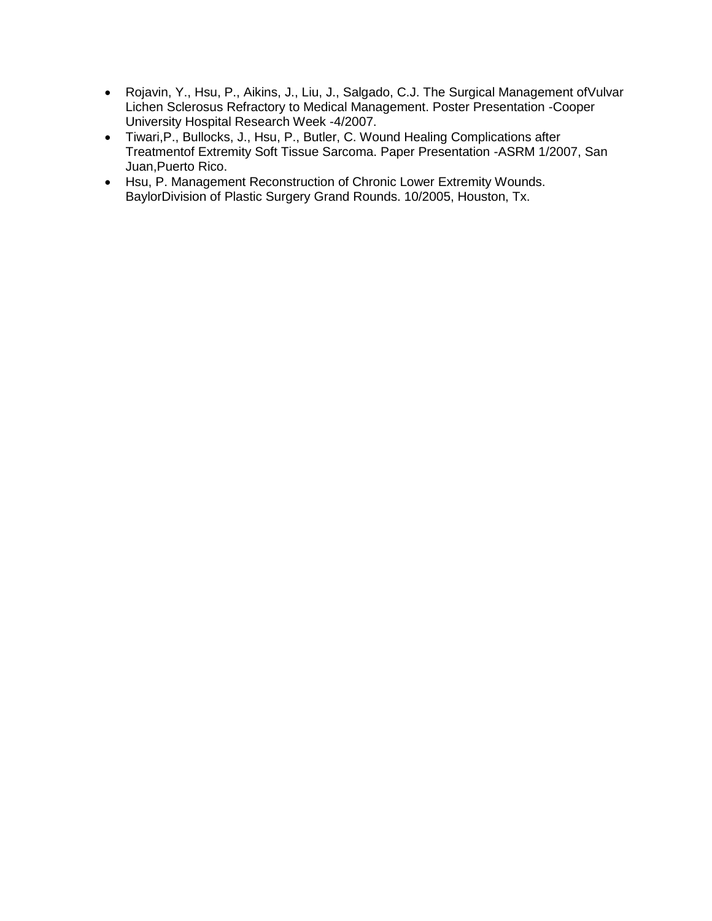- Rojavin, Y., Hsu, P., Aikins, J., Liu, J., Salgado, C.J. The Surgical Management ofVulvar Lichen Sclerosus Refractory to Medical Management. Poster Presentation -Cooper University Hospital Research Week -4/2007.
- Tiwari,P., Bullocks, J., Hsu, P., Butler, C. Wound Healing Complications after Treatmentof Extremity Soft Tissue Sarcoma. Paper Presentation -ASRM 1/2007, San Juan,Puerto Rico.
- Hsu, P. Management Reconstruction of Chronic Lower Extremity Wounds. BaylorDivision of Plastic Surgery Grand Rounds. 10/2005, Houston, Tx.